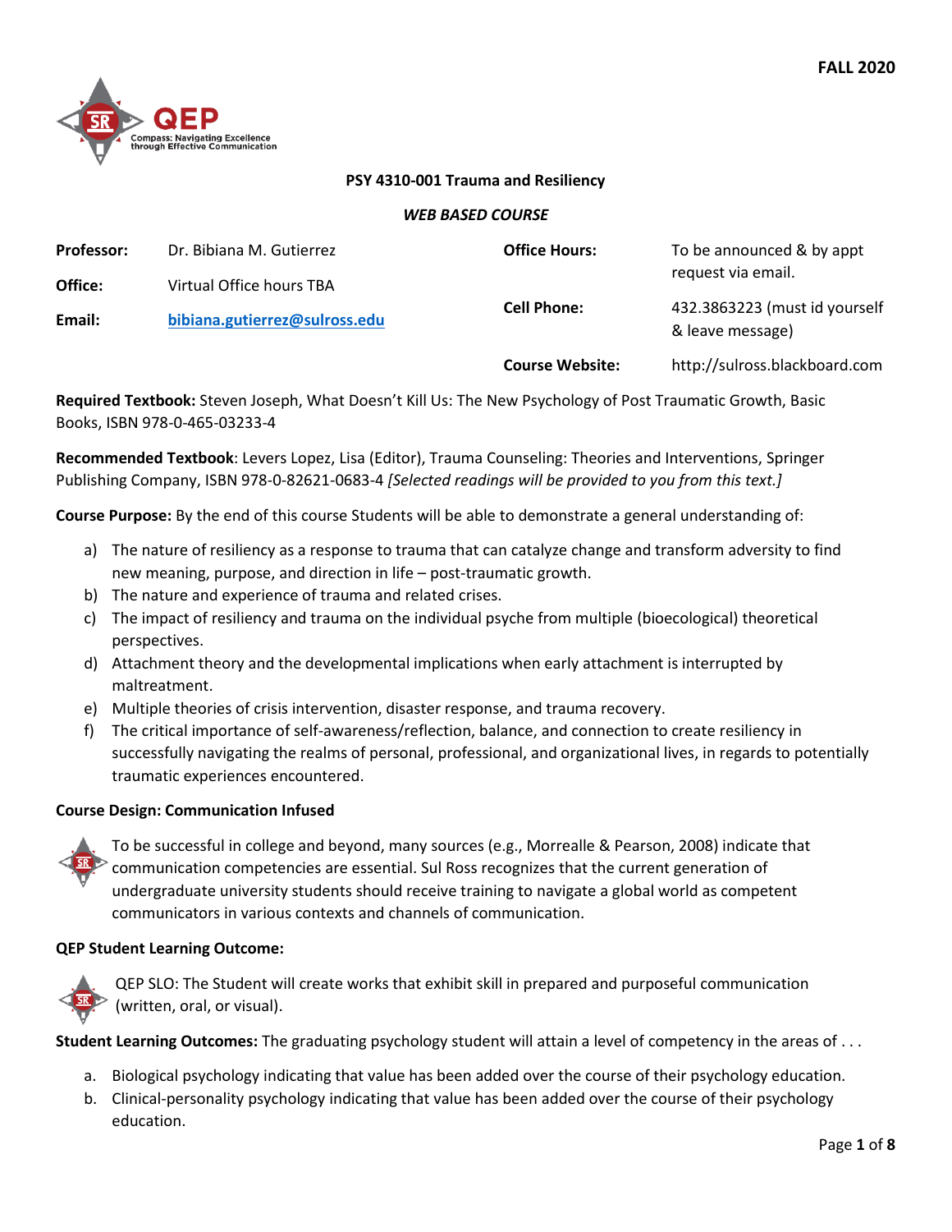FALL 2020

QEP

Compass: Navigating Excellence through Effective Communication

# PSY 4310-001 Trauma and Resiliency

*WEB BASED COURSE*

| | | | |
|---|---|---|---|
| **Professor:** | Dr. Bibiana M. Gutierrez | **Office Hours:** | To be announced & by appt request via email. |
| **Office:** | Virtual Office hours TBA | | |
| **Email:** | **bibiana.gutierrez@sulross.edu** | **Cell Phone:** | 432.3863223 (must id yourself & leave message) |
| | | **Course Website:** | http://sulross.blackboard.com |

**Required Textbook:** Steven Joseph, What Doesn't Kill Us: The New Psychology of Post Traumatic Growth, Basic Books, ISBN 978-0-465-03233-4

**Recommended Textbook**: Levers Lopez, Lisa (Editor), Trauma Counseling: Theories and Interventions, Springer Publishing Company, ISBN 978-0-82621-0683-4 *[Selected readings will be provided to you from this text.]*

**Course Purpose:** By the end of this course Students will be able to demonstrate a general understanding of:

a) The nature of resiliency as a response to trauma that can catalyze change and transform adversity to find new meaning, purpose, and direction in life – post-traumatic growth.
b) The nature and experience of trauma and related crises.
c) The impact of resiliency and trauma on the individual psyche from multiple (bioecological) theoretical perspectives.
d) Attachment theory and the developmental implications when early attachment is interrupted by maltreatment.
e) Multiple theories of crisis intervention, disaster response, and trauma recovery.
f) The critical importance of self-awareness/reflection, balance, and connection to create resiliency in successfully navigating the realms of personal, professional, and organizational lives, in regards to potentially traumatic experiences encountered.

**Course Design: Communication Infused**

To be successful in college and beyond, many sources (e.g., Morrealle & Pearson, 2008) indicate that communication competencies are essential. Sul Ross recognizes that the current generation of undergraduate university students should receive training to navigate a global world as competent communicators in various contexts and channels of communication.

**QEP Student Learning Outcome:**

QEP SLO: The Student will create works that exhibit skill in prepared and purposeful communication (written, oral, or visual).

**Student Learning Outcomes:** The graduating psychology student will attain a level of competency in the areas of . . .

a. Biological psychology indicating that value has been added over the course of their psychology education.
b. Clinical-personality psychology indicating that value has been added over the course of their psychology education.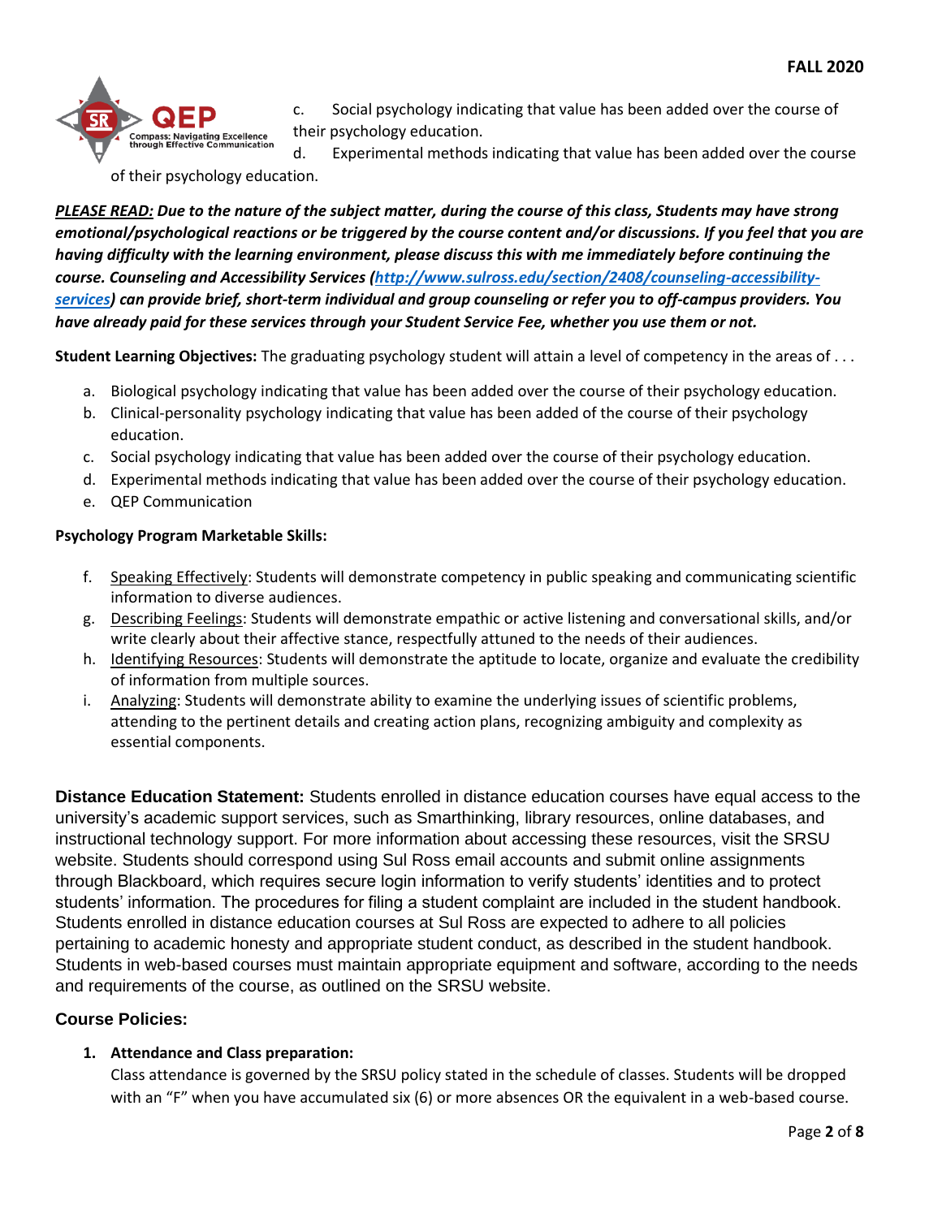c. Social psychology indicating that value has been added over the course of their psychology education.

d. Experimental methods indicating that value has been added over the course of their psychology education.

***<u>PLEASE READ:</u> Due to the nature of the subject matter, during the course of this class, Students may have strong emotional/psychological reactions or be triggered by the course content and/or discussions. If you feel that you are having difficulty with the learning environment, please discuss this with me immediately before continuing the course. Counseling and Accessibility Services ([http://www.sulross.edu/section/2408/counseling-accessibility-services](http://www.sulross.edu/section/2408/counseling-accessibility-services)) can provide brief, short-term individual and group counseling or refer you to off-campus providers. You have already paid for these services through your Student Service Fee, whether you use them or not.***

**Student Learning Objectives:** The graduating psychology student will attain a level of competency in the areas of . . .

a. Biological psychology indicating that value has been added over the course of their psychology education.
b. Clinical-personality psychology indicating that value has been added of the course of their psychology education.
c. Social psychology indicating that value has been added over the course of their psychology education.
d. Experimental methods indicating that value has been added over the course of their psychology education.
e. QEP Communication

**Psychology Program Marketable Skills:**

f. <u>Speaking Effectively</u>: Students will demonstrate competency in public speaking and communicating scientific information to diverse audiences.
g. <u>Describing Feelings</u>: Students will demonstrate empathic or active listening and conversational skills, and/or write clearly about their affective stance, respectfully attuned to the needs of their audiences.
h. <u>Identifying Resources</u>: Students will demonstrate the aptitude to locate, organize and evaluate the credibility of information from multiple sources.
i. <u>Analyzing</u>: Students will demonstrate ability to examine the underlying issues of scientific problems, attending to the pertinent details and creating action plans, recognizing ambiguity and complexity as essential components.

**Distance Education Statement:** Students enrolled in distance education courses have equal access to the university's academic support services, such as Smarthinking, library resources, online databases, and instructional technology support. For more information about accessing these resources, visit the SRSU website. Students should correspond using Sul Ross email accounts and submit online assignments through Blackboard, which requires secure login information to verify students' identities and to protect students' information. The procedures for filing a student complaint are included in the student handbook. Students enrolled in distance education courses at Sul Ross are expected to adhere to all policies pertaining to academic honesty and appropriate student conduct, as described in the student handbook. Students in web-based courses must maintain appropriate equipment and software, according to the needs and requirements of the course, as outlined on the SRSU website.

## Course Policies:

1. **Attendance and Class preparation:**
   Class attendance is governed by the SRSU policy stated in the schedule of classes. Students will be dropped with an "F" when you have accumulated six (6) or more absences OR the equivalent in a web-based course.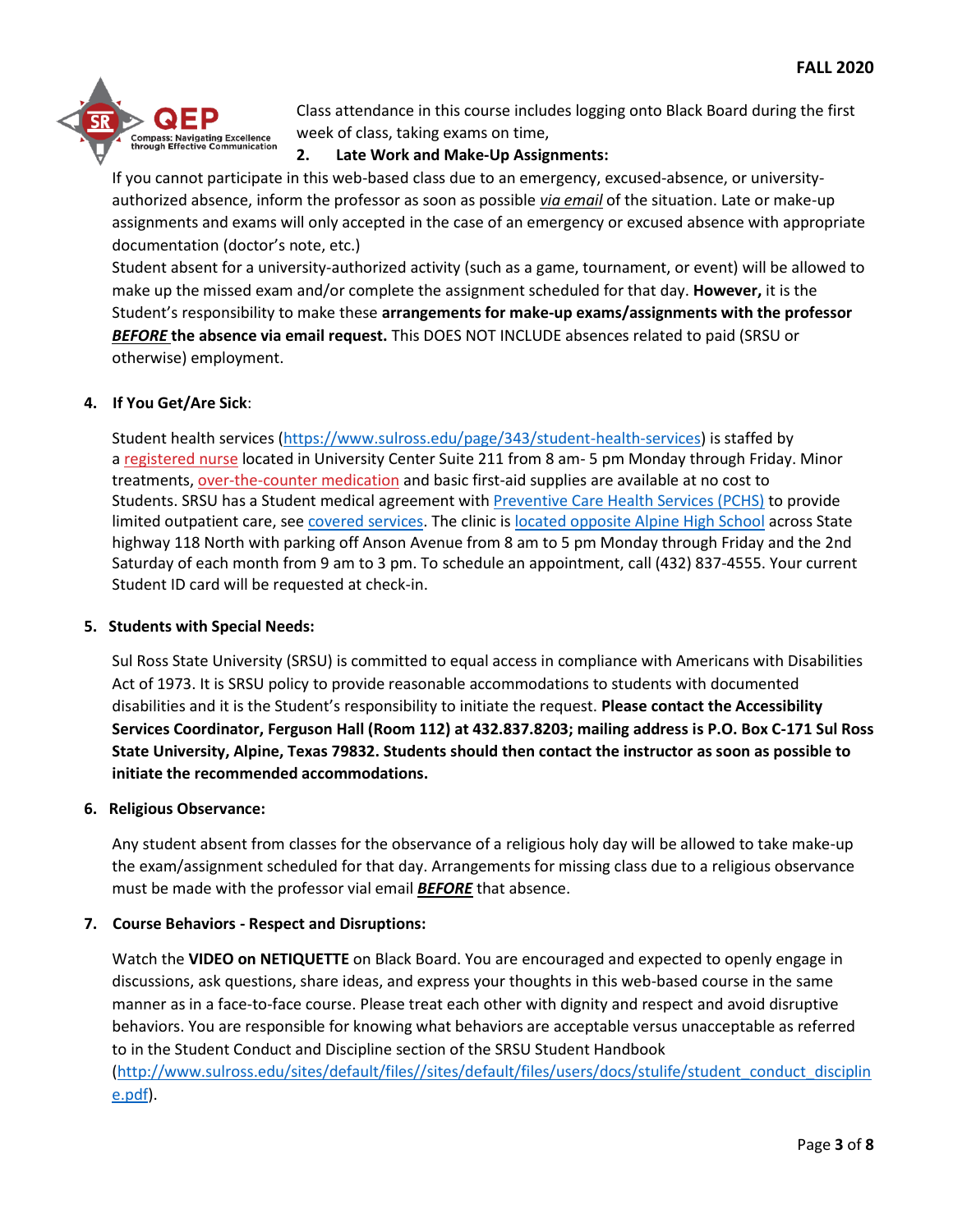Class attendance in this course includes logging onto Black Board during the first week of class, taking exams on time,

**2. Late Work and Make-Up Assignments:**

If you cannot participate in this web-based class due to an emergency, excused-absence, or university-authorized absence, inform the professor as soon as possible *via email* of the situation. Late or make-up assignments and exams will only accepted in the case of an emergency or excused absence with appropriate documentation (doctor's note, etc.)

Student absent for a university-authorized activity (such as a game, tournament, or event) will be allowed to make up the missed exam and/or complete the assignment scheduled for that day. **However,** it is the Student's responsibility to make these **arrangements for make-up exams/assignments with the professor *BEFORE* the absence via email request.** This DOES NOT INCLUDE absences related to paid (SRSU or otherwise) employment.

**4. If You Get/Are Sick**:

Student health services (https://www.sulross.edu/page/343/student-health-services) is staffed by a registered nurse located in University Center Suite 211 from 8 am- 5 pm Monday through Friday. Minor treatments, over-the-counter medication and basic first-aid supplies are available at no cost to Students. SRSU has a Student medical agreement with Preventive Care Health Services (PCHS) to provide limited outpatient care, see covered services. The clinic is located opposite Alpine High School across State highway 118 North with parking off Anson Avenue from 8 am to 5 pm Monday through Friday and the 2nd Saturday of each month from 9 am to 3 pm. To schedule an appointment, call (432) 837-4555. Your current Student ID card will be requested at check-in.

**5. Students with Special Needs:**

Sul Ross State University (SRSU) is committed to equal access in compliance with Americans with Disabilities Act of 1973. It is SRSU policy to provide reasonable accommodations to students with documented disabilities and it is the Student's responsibility to initiate the request. **Please contact the Accessibility Services Coordinator, Ferguson Hall (Room 112) at 432.837.8203; mailing address is P.O. Box C-171 Sul Ross State University, Alpine, Texas 79832. Students should then contact the instructor as soon as possible to initiate the recommended accommodations.**

**6. Religious Observance:**

Any student absent from classes for the observance of a religious holy day will be allowed to take make-up the exam/assignment scheduled for that day. Arrangements for missing class due to a religious observance must be made with the professor vial email ***BEFORE*** that absence.

**7. Course Behaviors - Respect and Disruptions:**

Watch the **VIDEO on NETIQUETTE** on Black Board. You are encouraged and expected to openly engage in discussions, ask questions, share ideas, and express your thoughts in this web-based course in the same manner as in a face-to-face course. Please treat each other with dignity and respect and avoid disruptive behaviors. You are responsible for knowing what behaviors are acceptable versus unacceptable as referred to in the Student Conduct and Discipline section of the SRSU Student Handbook (http://www.sulross.edu/sites/default/files//sites/default/files/users/docs/stulife/student_conduct_discipline.pdf).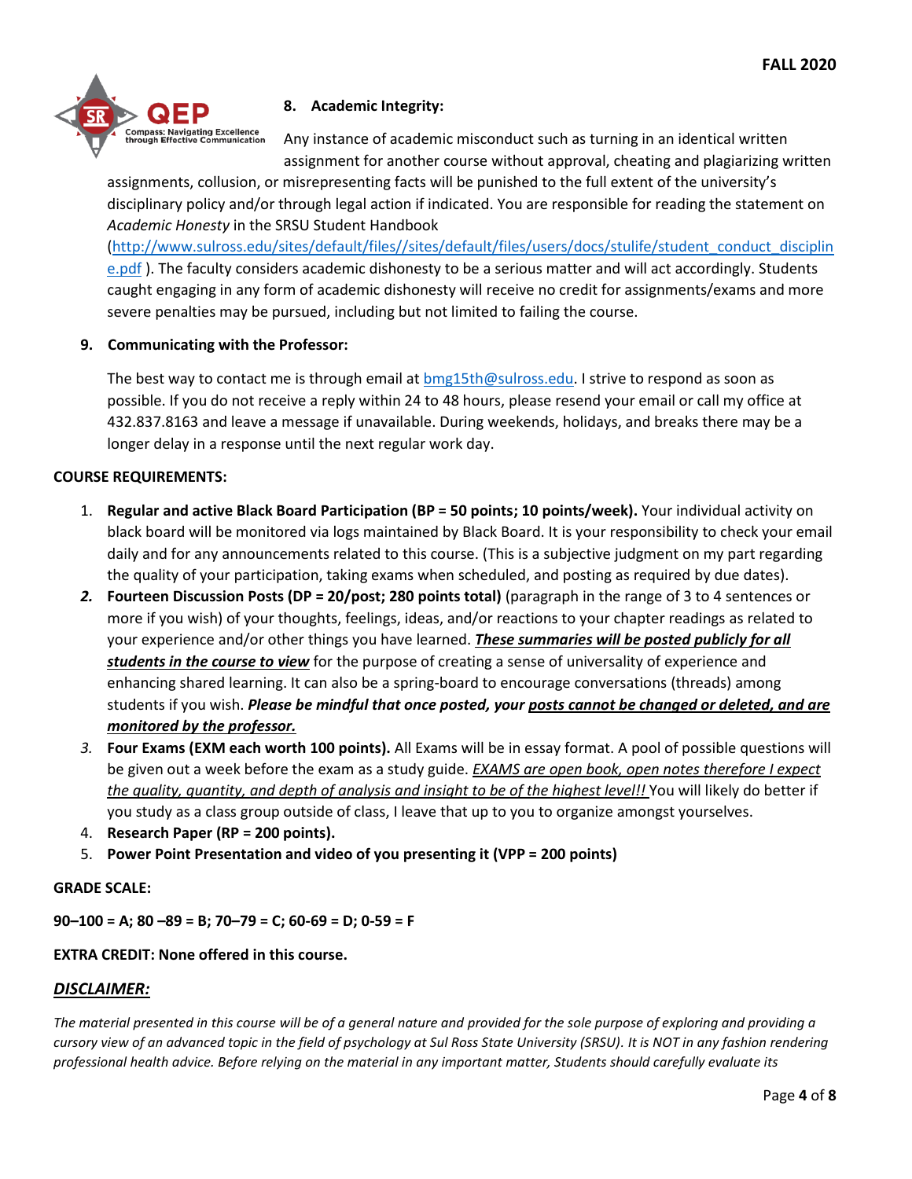**8. Academic Integrity:**

Any instance of academic misconduct such as turning in an identical written assignment for another course without approval, cheating and plagiarizing written assignments, collusion, or misrepresenting facts will be punished to the full extent of the university's disciplinary policy and/or through legal action if indicated. You are responsible for reading the statement on *Academic Honesty* in the SRSU Student Handbook (http://www.sulross.edu/sites/default/files//sites/default/files/users/docs/stulife/student_conduct_discipline.pdf ). The faculty considers academic dishonesty to be a serious matter and will act accordingly. Students caught engaging in any form of academic dishonesty will receive no credit for assignments/exams and more severe penalties may be pursued, including but not limited to failing the course.

**9. Communicating with the Professor:**

The best way to contact me is through email at bmg15th@sulross.edu. I strive to respond as soon as possible. If you do not receive a reply within 24 to 48 hours, please resend your email or call my office at 432.837.8163 and leave a message if unavailable. During weekends, holidays, and breaks there may be a longer delay in a response until the next regular work day.

**COURSE REQUIREMENTS:**

1. **Regular and active Black Board Participation (BP = 50 points; 10 points/week).** Your individual activity on black board will be monitored via logs maintained by Black Board. It is your responsibility to check your email daily and for any announcements related to this course. (This is a subjective judgment on my part regarding the quality of your participation, taking exams when scheduled, and posting as required by due dates).
2. **Fourteen Discussion Posts (DP = 20/post; 280 points total)** (paragraph in the range of 3 to 4 sentences or more if you wish) of your thoughts, feelings, ideas, and/or reactions to your chapter readings as related to your experience and/or other things you have learned. ***These summaries will be posted publicly for all students in the course to view*** for the purpose of creating a sense of universality of experience and enhancing shared learning. It can also be a spring-board to encourage conversations (threads) among students if you wish. ***Please be mindful that once posted, your posts cannot be changed or deleted, and are monitored by the professor.***
3. **Four Exams (EXM each worth 100 points).** All Exams will be in essay format. A pool of possible questions will be given out a week before the exam as a study guide. *EXAMS are open book, open notes therefore I expect the quality, quantity, and depth of analysis and insight to be of the highest level!!* You will likely do better if you study as a class group outside of class, I leave that up to you to organize amongst yourselves.
4. **Research Paper (RP = 200 points).**
5. **Power Point Presentation and video of you presenting it (VPP = 200 points)**

**GRADE SCALE:**

**90–100 = A; 80 –89 = B; 70–79 = C; 60-69 = D; 0-59 = F**

**EXTRA CREDIT: None offered in this course.**

***DISCLAIMER:***

*The material presented in this course will be of a general nature and provided for the sole purpose of exploring and providing a cursory view of an advanced topic in the field of psychology at Sul Ross State University (SRSU). It is NOT in any fashion rendering professional health advice. Before relying on the material in any important matter, Students should carefully evaluate its*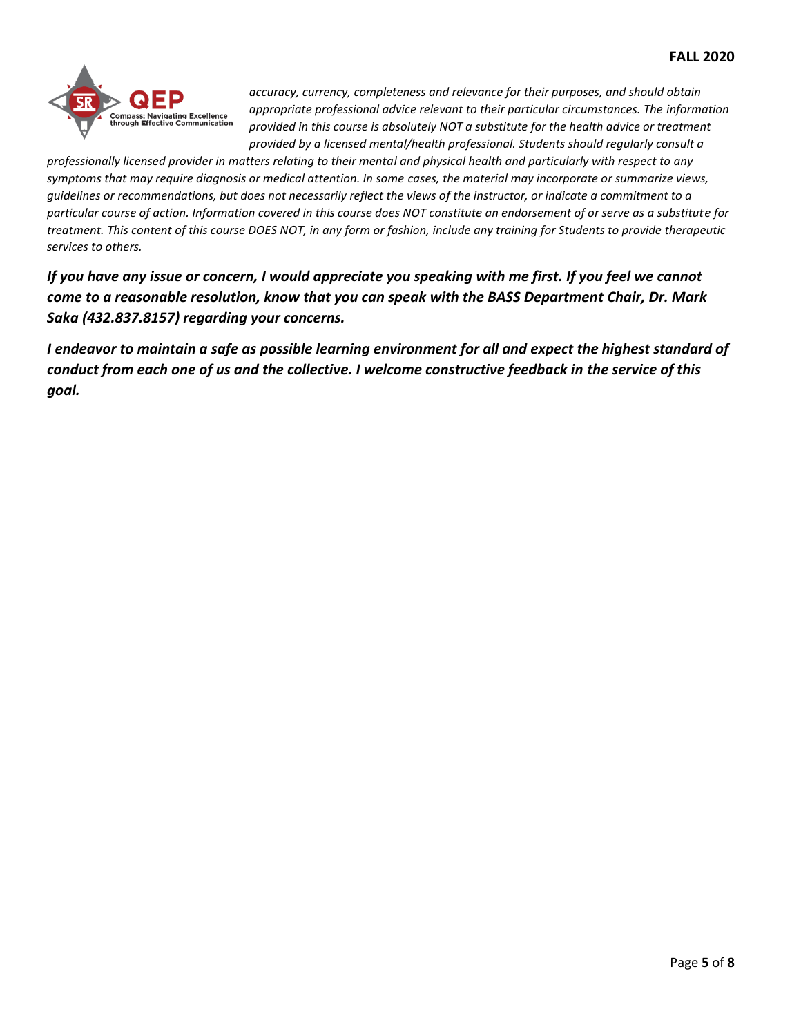*accuracy, currency, completeness and relevance for their purposes, and should obtain appropriate professional advice relevant to their particular circumstances. The information provided in this course is absolutely NOT a substitute for the health advice or treatment provided by a licensed mental/health professional. Students should regularly consult a professionally licensed provider in matters relating to their mental and physical health and particularly with respect to any symptoms that may require diagnosis or medical attention. In some cases, the material may incorporate or summarize views, guidelines or recommendations, but does not necessarily reflect the views of the instructor, or indicate a commitment to a particular course of action. Information covered in this course does NOT constitute an endorsement of or serve as a substitute for treatment. This content of this course DOES NOT, in any form or fashion, include any training for Students to provide therapeutic services to others.*

***If you have any issue or concern, I would appreciate you speaking with me first. If you feel we cannot come to a reasonable resolution, know that you can speak with the BASS Department Chair, Dr. Mark Saka (432.837.8157) regarding your concerns.***

***I endeavor to maintain a safe as possible learning environment for all and expect the highest standard of conduct from each one of us and the collective. I welcome constructive feedback in the service of this goal.***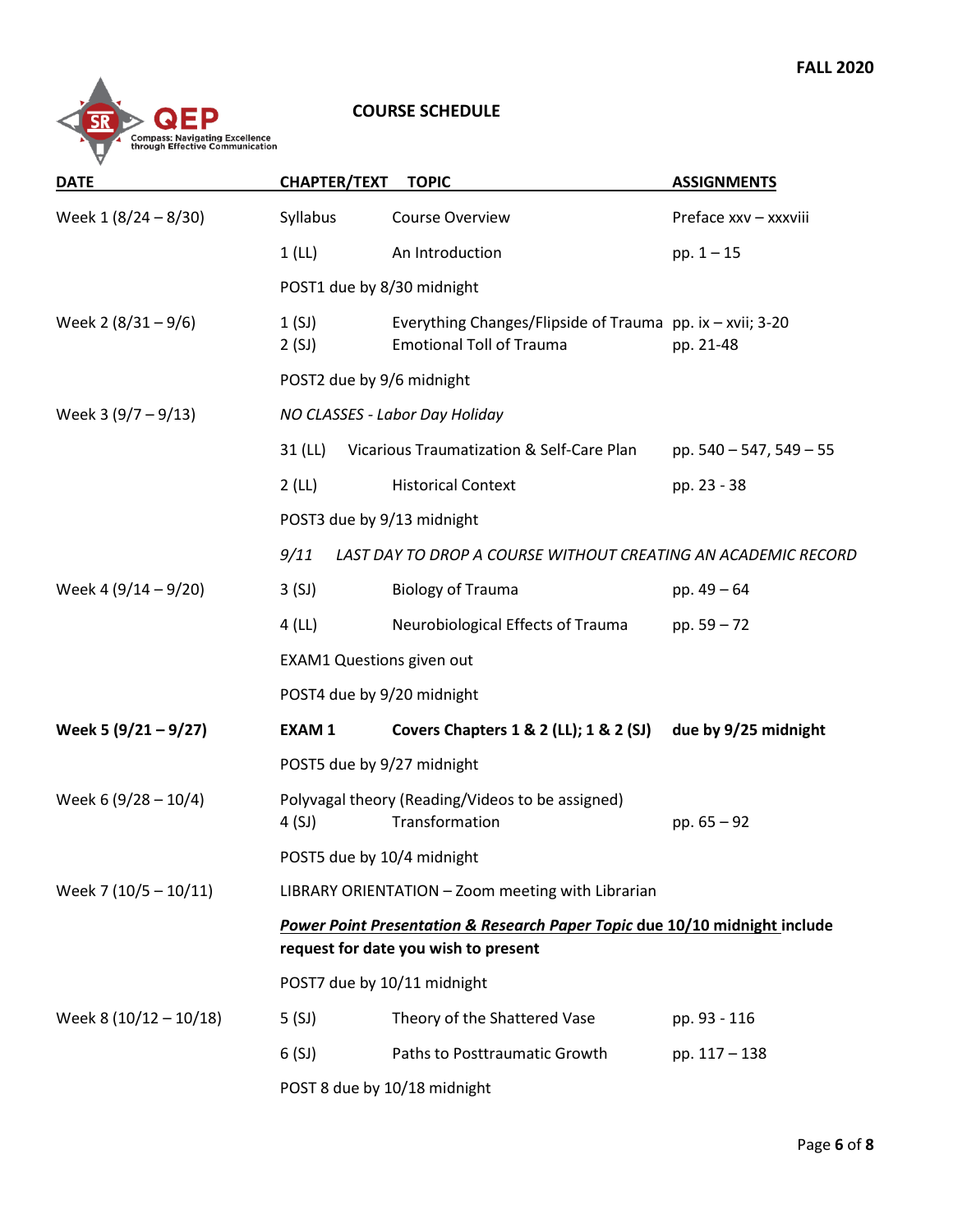FALL 2020

Compass: Navigating Excellence through Effective Communication

## COURSE SCHEDULE

| DATE | CHAPTER/TEXT | TOPIC | ASSIGNMENTS |
|---|---|---|---|
| Week 1 (8/24 – 8/30) | Syllabus | Course Overview | Preface xxv – xxxviii |
| | 1 (LL) | An Introduction | pp. 1 – 15 |
| | POST1 due by 8/30 midnight | | |
| Week 2 (8/31 – 9/6) | 1 (SJ)<br>2 (SJ) | Everything Changes/Flipside of Trauma<br>Emotional Toll of Trauma | pp. ix – xvii; 3-20<br>pp. 21-48 |
| | POST2 due by 9/6 midnight | | |
| Week 3 (9/7 – 9/13) | *NO CLASSES - Labor Day Holiday* | | |
| | 31 (LL) | Vicarious Traumatization & Self-Care Plan | pp. 540 – 547, 549 – 55 |
| | 2 (LL) | Historical Context | pp. 23 - 38 |
| | POST3 due by 9/13 midnight | | |
| | *9/11* | *LAST DAY TO DROP A COURSE WITHOUT CREATING AN ACADEMIC RECORD* | |
| Week 4 (9/14 – 9/20) | 3 (SJ) | Biology of Trauma | pp. 49 – 64 |
| | 4 (LL) | Neurobiological Effects of Trauma | pp. 59 – 72 |
| | EXAM1 Questions given out | | |
| | POST4 due by 9/20 midnight | | |
| **Week 5 (9/21 – 9/27)** | **EXAM 1** | **Covers Chapters 1 & 2 (LL); 1 & 2 (SJ)** | **due by 9/25 midnight** |
| | POST5 due by 9/27 midnight | | |
| Week 6 (9/28 – 10/4) | Polyvagal theory (Reading/Videos to be assigned)<br>4 (SJ) | Transformation | pp. 65 – 92 |
| | POST5 due by 10/4 midnight | | |
| Week 7 (10/5 – 10/11) | LIBRARY ORIENTATION – Zoom meeting with Librarian | | |
| | ***Power Point Presentation & Research Paper Topic*** **due 10/10 midnight include request for date you wish to present** | | |
| | POST7 due by 10/11 midnight | | |
| Week 8 (10/12 – 10/18) | 5 (SJ) | Theory of the Shattered Vase | pp. 93 - 116 |
| | 6 (SJ) | Paths to Posttraumatic Growth | pp. 117 – 138 |
| | POST 8 due by 10/18 midnight | | |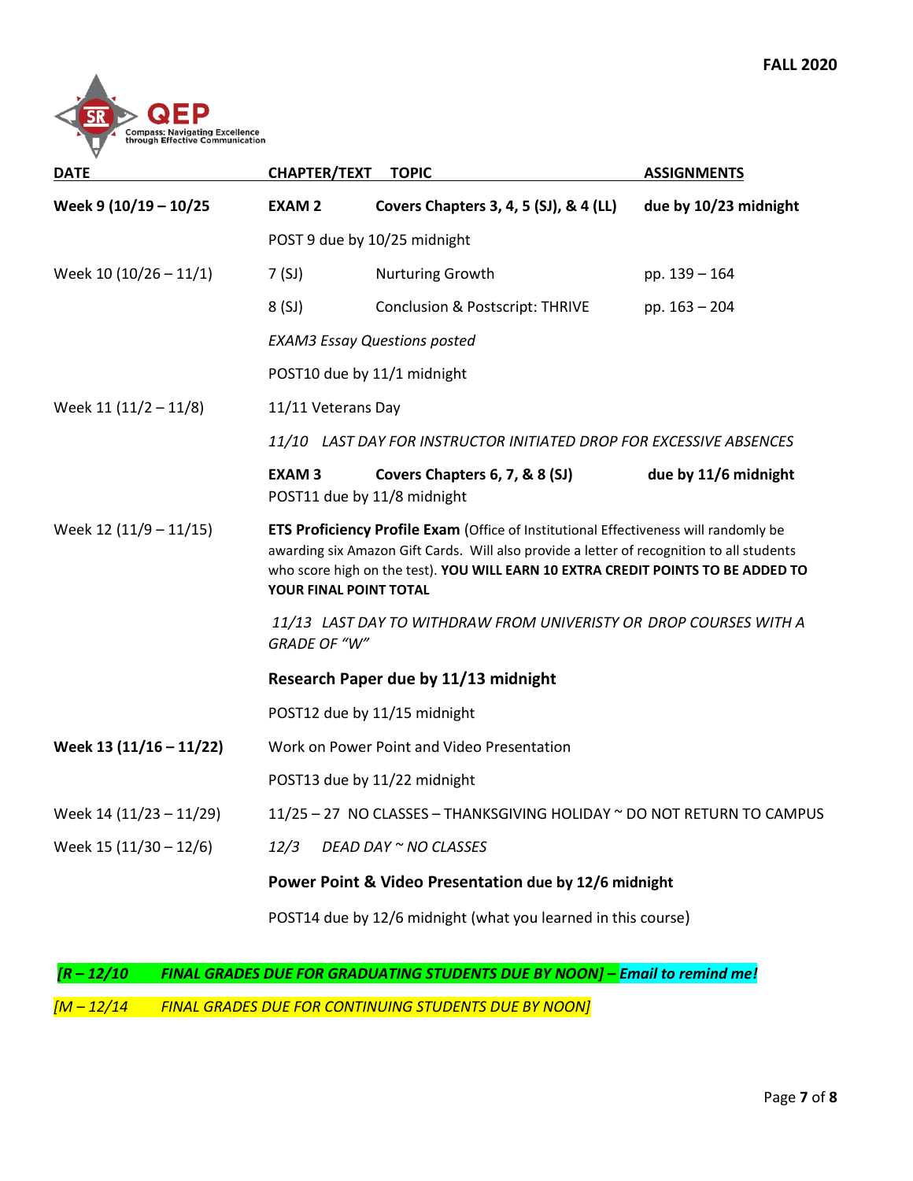FALL 2020

QEP
Compass: Navigating Excellence through Effective Communication

| DATE | CHAPTER/TEXT | TOPIC | ASSIGNMENTS |
|---|---|---|---|
| **Week 9 (10/19 – 10/25** | **EXAM 2** | **Covers Chapters 3, 4, 5 (SJ), & 4 (LL)** | **due by 10/23 midnight** |
| | POST 9 due by 10/25 midnight | | |
| Week 10 (10/26 – 11/1) | 7 (SJ) | Nurturing Growth | pp. 139 – 164 |
| | 8 (SJ) | Conclusion & Postscript: THRIVE | pp. 163 – 204 |
| | *EXAM3 Essay Questions posted* | | |
| | POST10 due by 11/1 midnight | | |
| Week 11 (11/2 – 11/8) | 11/11 Veterans Day | | |
| | *11/10 LAST DAY FOR INSTRUCTOR INITIATED DROP FOR EXCESSIVE ABSENCES* | | |
| | **EXAM 3** | **Covers Chapters 6, 7, & 8 (SJ)** | **due by 11/6 midnight** |
| | POST11 due by 11/8 midnight | | |
| Week 12 (11/9 – 11/15) | **ETS Proficiency Profile Exam** (Office of Institutional Effectiveness will randomly be awarding six Amazon Gift Cards. Will also provide a letter of recognition to all students who score high on the test). **YOU WILL EARN 10 EXTRA CREDIT POINTS TO BE ADDED TO YOUR FINAL POINT TOTAL** | | |
| | *11/13 LAST DAY TO WITHDRAW FROM UNIVERISTY OR DROP COURSES WITH A GRADE OF "W"* | | |
| | **Research Paper due by 11/13 midnight** | | |
| | POST12 due by 11/15 midnight | | |
| **Week 13 (11/16 – 11/22)** | Work on Power Point and Video Presentation | | |
| | POST13 due by 11/22 midnight | | |
| Week 14 (11/23 – 11/29) | 11/25 – 27 NO CLASSES – THANKSGIVING HOLIDAY ~ DO NOT RETURN TO CAMPUS | | |
| Week 15 (11/30 – 12/6) | *12/3 DEAD DAY ~ NO CLASSES* | | |
| | **Power Point & Video Presentation due by 12/6 midnight** | | |
| | POST14 due by 12/6 midnight (what you learned in this course) | | |

***[R – 12/10 FINAL GRADES DUE FOR GRADUATING STUDENTS DUE BY NOON] – Email to remind me!***

*[M – 12/14 FINAL GRADES DUE FOR CONTINUING STUDENTS DUE BY NOON]*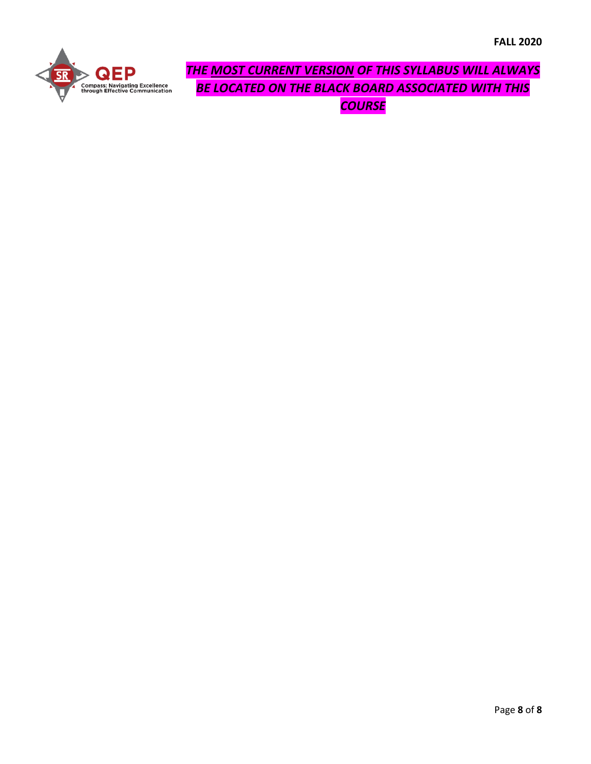***THE <u>MOST CURRENT VERSION</u> OF THIS SYLLABUS WILL ALWAYS BE LOCATED ON THE BLACK BOARD ASSOCIATED WITH THIS COURSE***